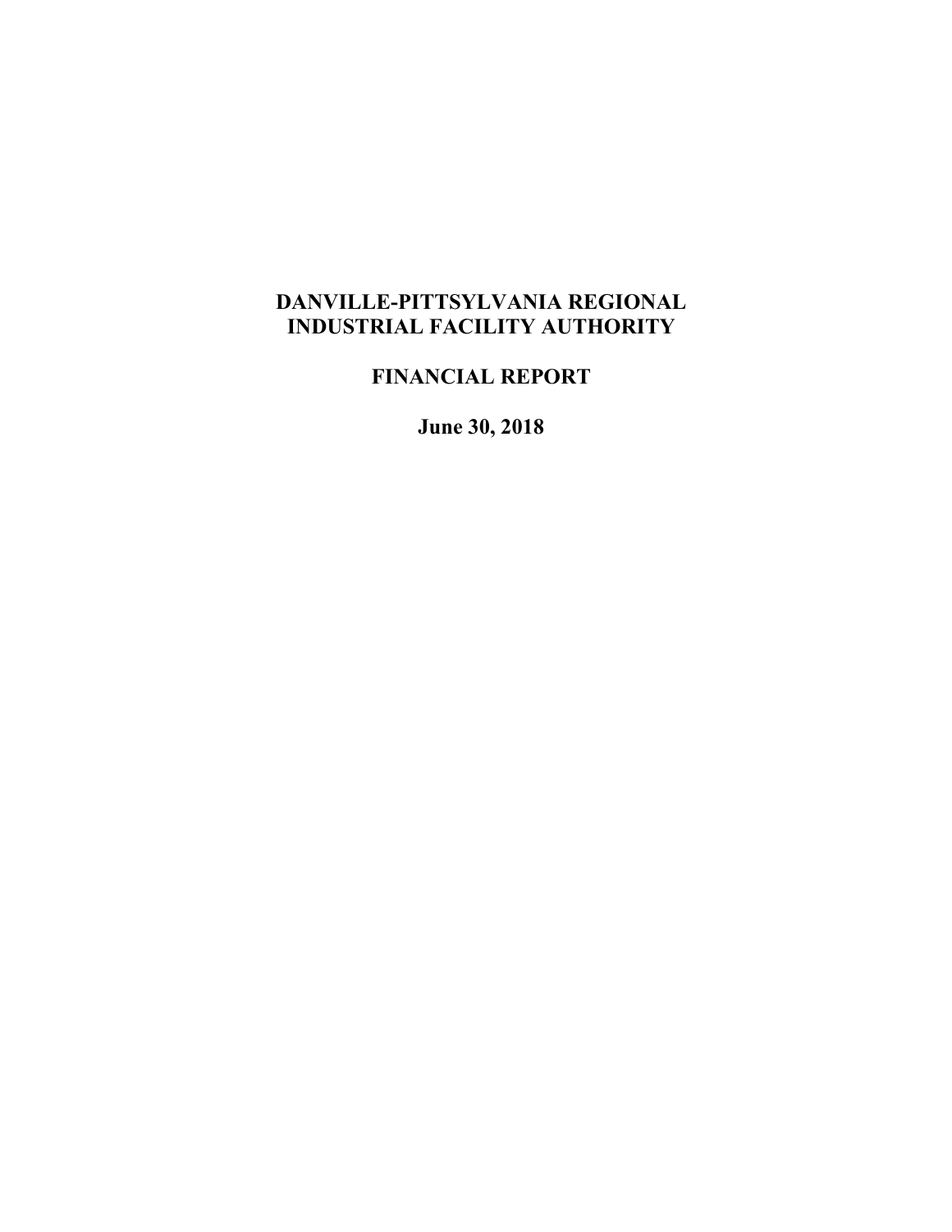# DANVILLE-PITTSYLVANIA REGIONAL INDUSTRIAL FACILITY AUTHORITY

## FINANCIAL REPORT

**June 30, 2018**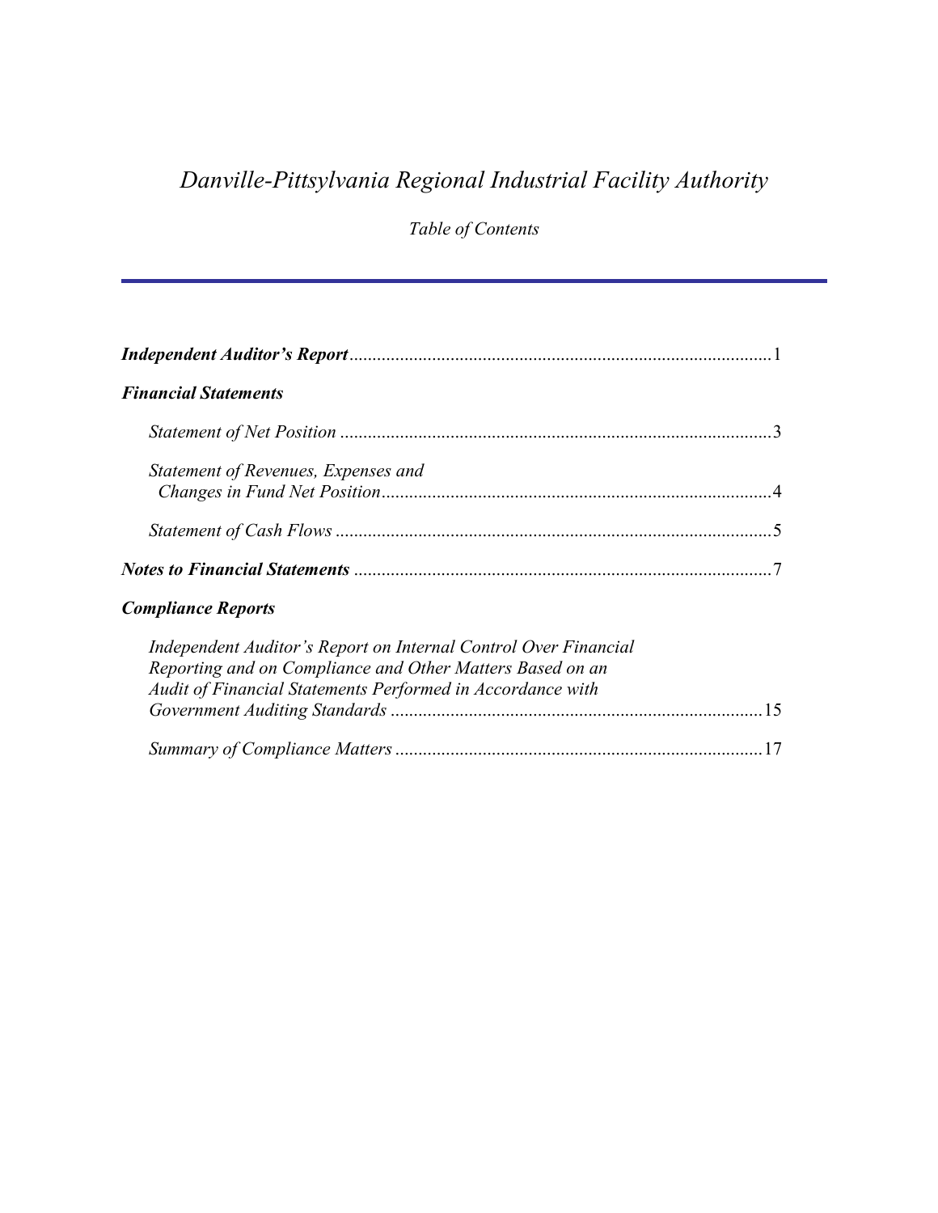# *Danville-Pittsylvania Regional Industrial Facility Authority*

*Table of Contents*

---

***Independent Auditor's Report*** ........................................................................................1

***Financial Statements***

- *Statement of Net Position* .............................................................................................3
- *Statement of Revenues, Expenses and Changes in Fund Net Position* ....................................................................................4
- *Statement of Cash Flows* ..............................................................................................5

***Notes to Financial Statements*** ..........................................................................................7

***Compliance Reports***

- *Independent Auditor's Report on Internal Control Over Financial Reporting and on Compliance and Other Matters Based on an Audit of Financial Statements Performed in Accordance with Government Auditing Standards* ................................................................................15
- *Summary of Compliance Matters* ...............................................................................17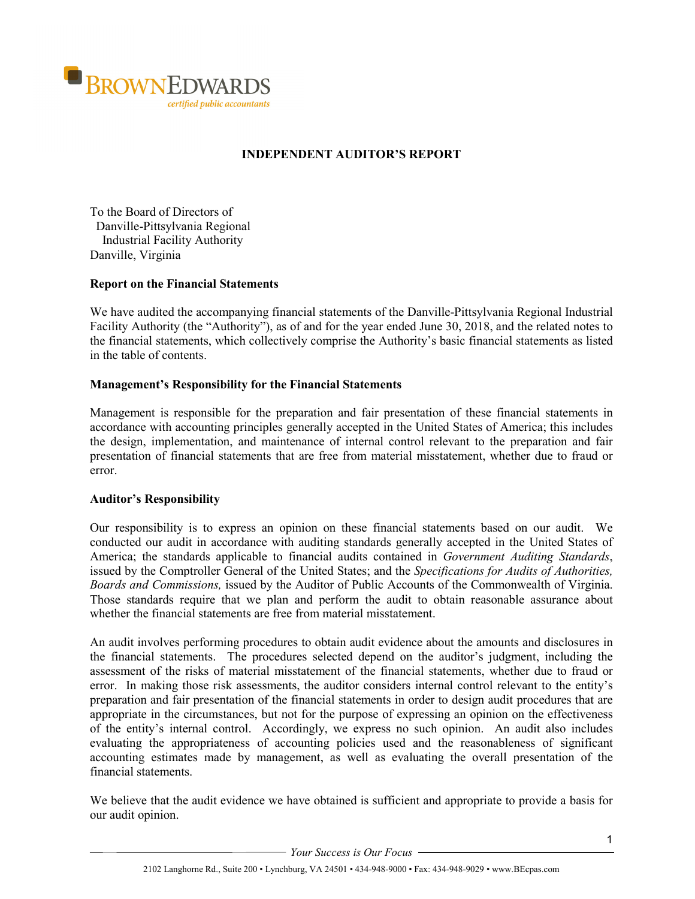BROWNEDWARDS

*certified public accountants*

## INDEPENDENT AUDITOR'S REPORT

To the Board of Directors of
Danville-Pittsylvania Regional
Industrial Facility Authority
Danville, Virginia

### Report on the Financial Statements

We have audited the accompanying financial statements of the Danville-Pittsylvania Regional Industrial Facility Authority (the "Authority"), as of and for the year ended June 30, 2018, and the related notes to the financial statements, which collectively comprise the Authority's basic financial statements as listed in the table of contents.

### Management's Responsibility for the Financial Statements

Management is responsible for the preparation and fair presentation of these financial statements in accordance with accounting principles generally accepted in the United States of America; this includes the design, implementation, and maintenance of internal control relevant to the preparation and fair presentation of financial statements that are free from material misstatement, whether due to fraud or error.

### Auditor's Responsibility

Our responsibility is to express an opinion on these financial statements based on our audit. We conducted our audit in accordance with auditing standards generally accepted in the United States of America; the standards applicable to financial audits contained in *Government Auditing Standards*, issued by the Comptroller General of the United States; and the *Specifications for Audits of Authorities, Boards and Commissions,* issued by the Auditor of Public Accounts of the Commonwealth of Virginia. Those standards require that we plan and perform the audit to obtain reasonable assurance about whether the financial statements are free from material misstatement.

An audit involves performing procedures to obtain audit evidence about the amounts and disclosures in the financial statements. The procedures selected depend on the auditor's judgment, including the assessment of the risks of material misstatement of the financial statements, whether due to fraud or error. In making those risk assessments, the auditor considers internal control relevant to the entity's preparation and fair presentation of the financial statements in order to design audit procedures that are appropriate in the circumstances, but not for the purpose of expressing an opinion on the effectiveness of the entity's internal control. Accordingly, we express no such opinion. An audit also includes evaluating the appropriateness of accounting policies used and the reasonableness of significant accounting estimates made by management, as well as evaluating the overall presentation of the financial statements.

We believe that the audit evidence we have obtained is sufficient and appropriate to provide a basis for our audit opinion.

*Your Success is Our Focus*

2102 Langhorne Rd., Suite 200 • Lynchburg, VA 24501 • 434-948-9000 • Fax: 434-948-9029 • www.BEcpas.com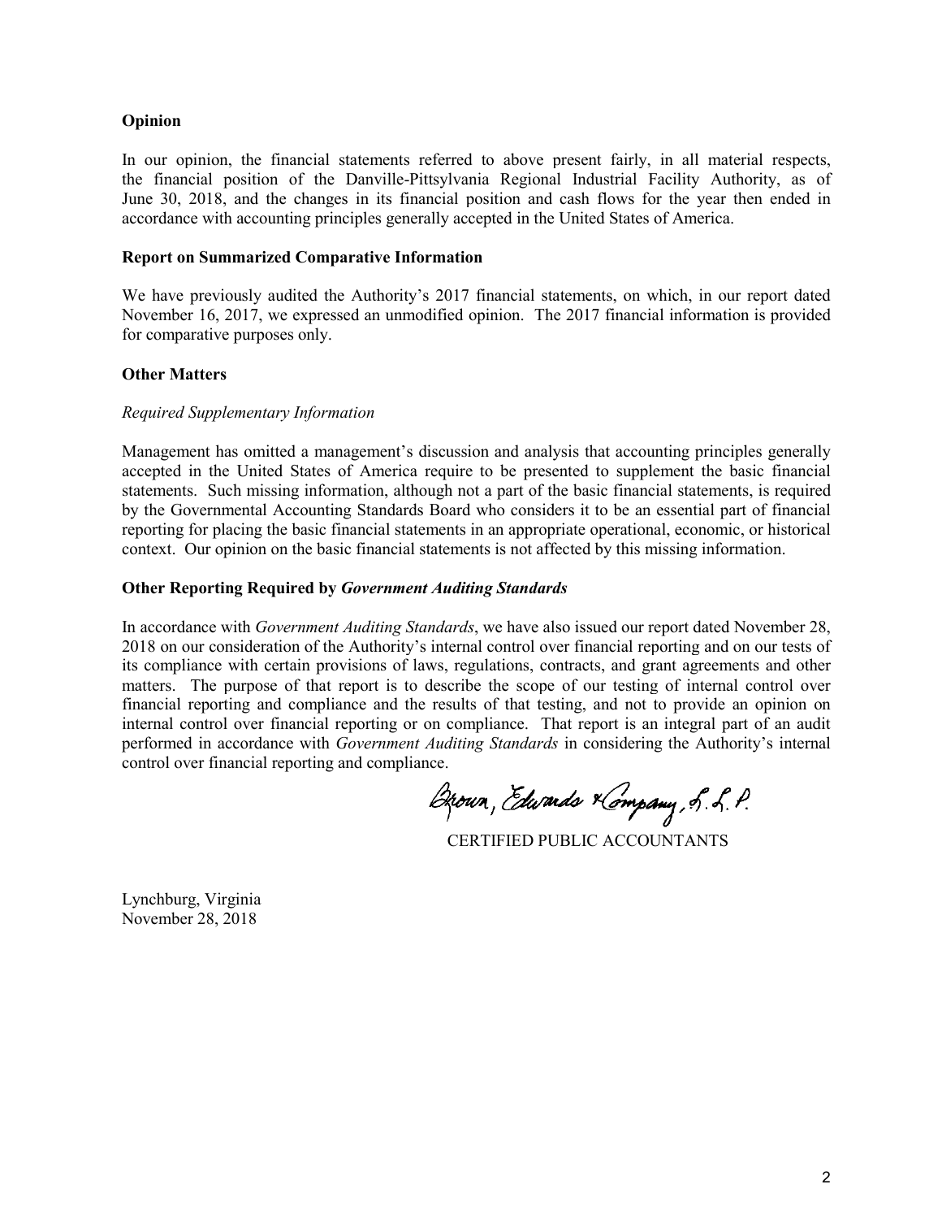**Opinion**

In our opinion, the financial statements referred to above present fairly, in all material respects, the financial position of the Danville-Pittsylvania Regional Industrial Facility Authority, as of June 30, 2018, and the changes in its financial position and cash flows for the year then ended in accordance with accounting principles generally accepted in the United States of America.

**Report on Summarized Comparative Information**

We have previously audited the Authority's 2017 financial statements, on which, in our report dated November 16, 2017, we expressed an unmodified opinion. The 2017 financial information is provided for comparative purposes only.

**Other Matters**

*Required Supplementary Information*

Management has omitted a management's discussion and analysis that accounting principles generally accepted in the United States of America require to be presented to supplement the basic financial statements. Such missing information, although not a part of the basic financial statements, is required by the Governmental Accounting Standards Board who considers it to be an essential part of financial reporting for placing the basic financial statements in an appropriate operational, economic, or historical context. Our opinion on the basic financial statements is not affected by this missing information.

**Other Reporting Required by *Government Auditing Standards***

In accordance with *Government Auditing Standards*, we have also issued our report dated November 28, 2018 on our consideration of the Authority's internal control over financial reporting and on our tests of its compliance with certain provisions of laws, regulations, contracts, and grant agreements and other matters. The purpose of that report is to describe the scope of our testing of internal control over financial reporting and compliance and the results of that testing, and not to provide an opinion on internal control over financial reporting or on compliance. That report is an integral part of an audit performed in accordance with *Government Auditing Standards* in considering the Authority's internal control over financial reporting and compliance.

Brown, Edwards & Company, L.L.P.

CERTIFIED PUBLIC ACCOUNTANTS

Lynchburg, Virginia
November 28, 2018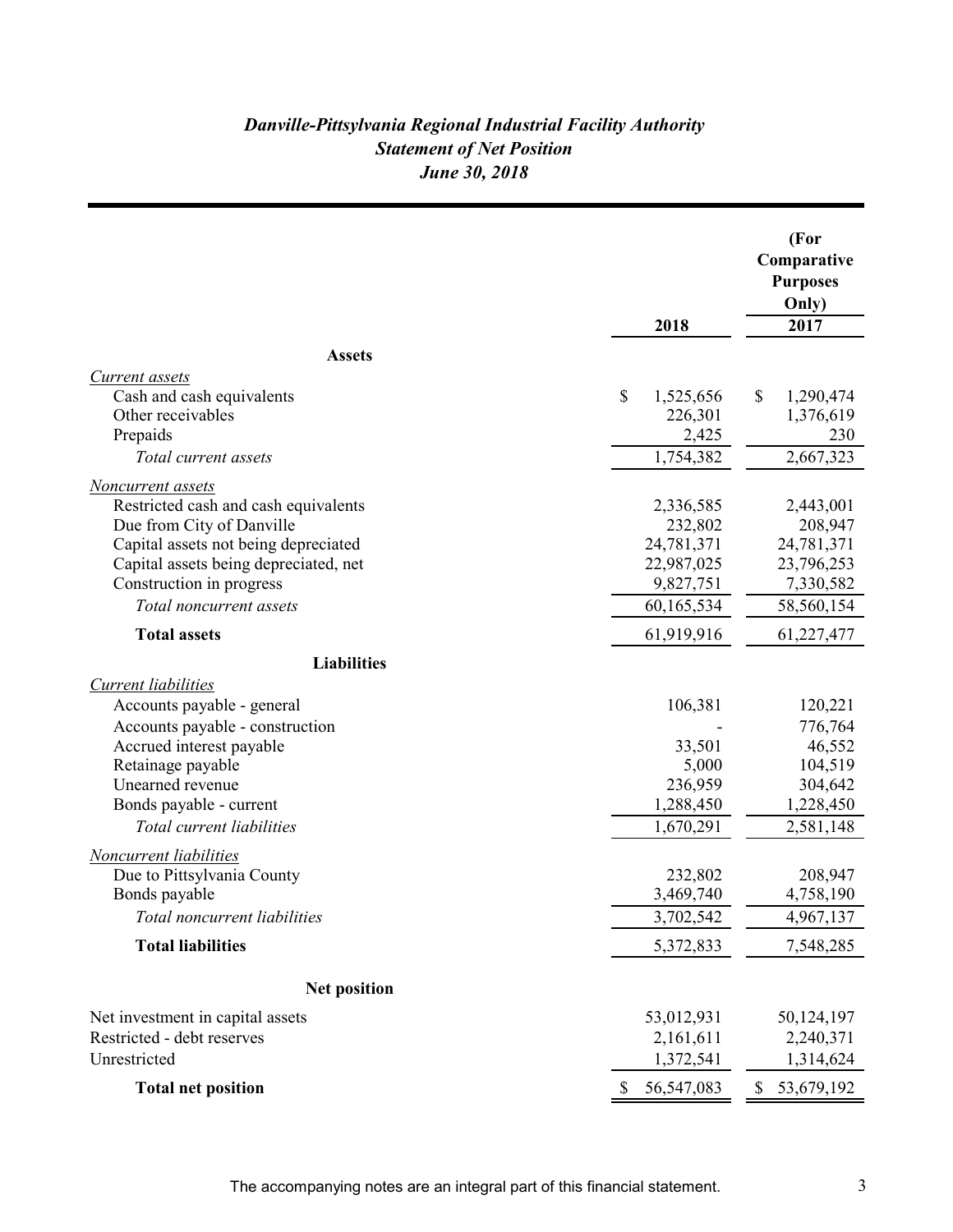# *Danville-Pittsylvania Regional Industrial Facility Authority*
## *Statement of Net Position*
### *June 30, 2018*

| | 2018 | (For Comparative Purposes Only) 2017 |
|---|---|---|
| **Assets** | | |
| *Current assets* | | |
| Cash and cash equivalents | $ 1,525,656 | $ 1,290,474 |
| Other receivables | 226,301 | 1,376,619 |
| Prepaids | 2,425 | 230 |
| *Total current assets* | 1,754,382 | 2,667,323 |
| *Noncurrent assets* | | |
| Restricted cash and cash equivalents | 2,336,585 | 2,443,001 |
| Due from City of Danville | 232,802 | 208,947 |
| Capital assets not being depreciated | 24,781,371 | 24,781,371 |
| Capital assets being depreciated, net | 22,987,025 | 23,796,253 |
| Construction in progress | 9,827,751 | 7,330,582 |
| *Total noncurrent assets* | 60,165,534 | 58,560,154 |
| **Total assets** | 61,919,916 | 61,227,477 |
| **Liabilities** | | |
| *Current liabilities* | | |
| Accounts payable - general | 106,381 | 120,221 |
| Accounts payable - construction | - | 776,764 |
| Accrued interest payable | 33,501 | 46,552 |
| Retainage payable | 5,000 | 104,519 |
| Unearned revenue | 236,959 | 304,642 |
| Bonds payable - current | 1,288,450 | 1,228,450 |
| *Total current liabilities* | 1,670,291 | 2,581,148 |
| *Noncurrent liabilities* | | |
| Due to Pittsylvania County | 232,802 | 208,947 |
| Bonds payable | 3,469,740 | 4,758,190 |
| *Total noncurrent liabilities* | 3,702,542 | 4,967,137 |
| **Total liabilities** | 5,372,833 | 7,548,285 |
| **Net position** | | |
| Net investment in capital assets | 53,012,931 | 50,124,197 |
| Restricted - debt reserves | 2,161,611 | 2,240,371 |
| Unrestricted | 1,372,541 | 1,314,624 |
| **Total net position** | $ 56,547,083 | $ 53,679,192 |

The accompanying notes are an integral part of this financial statement.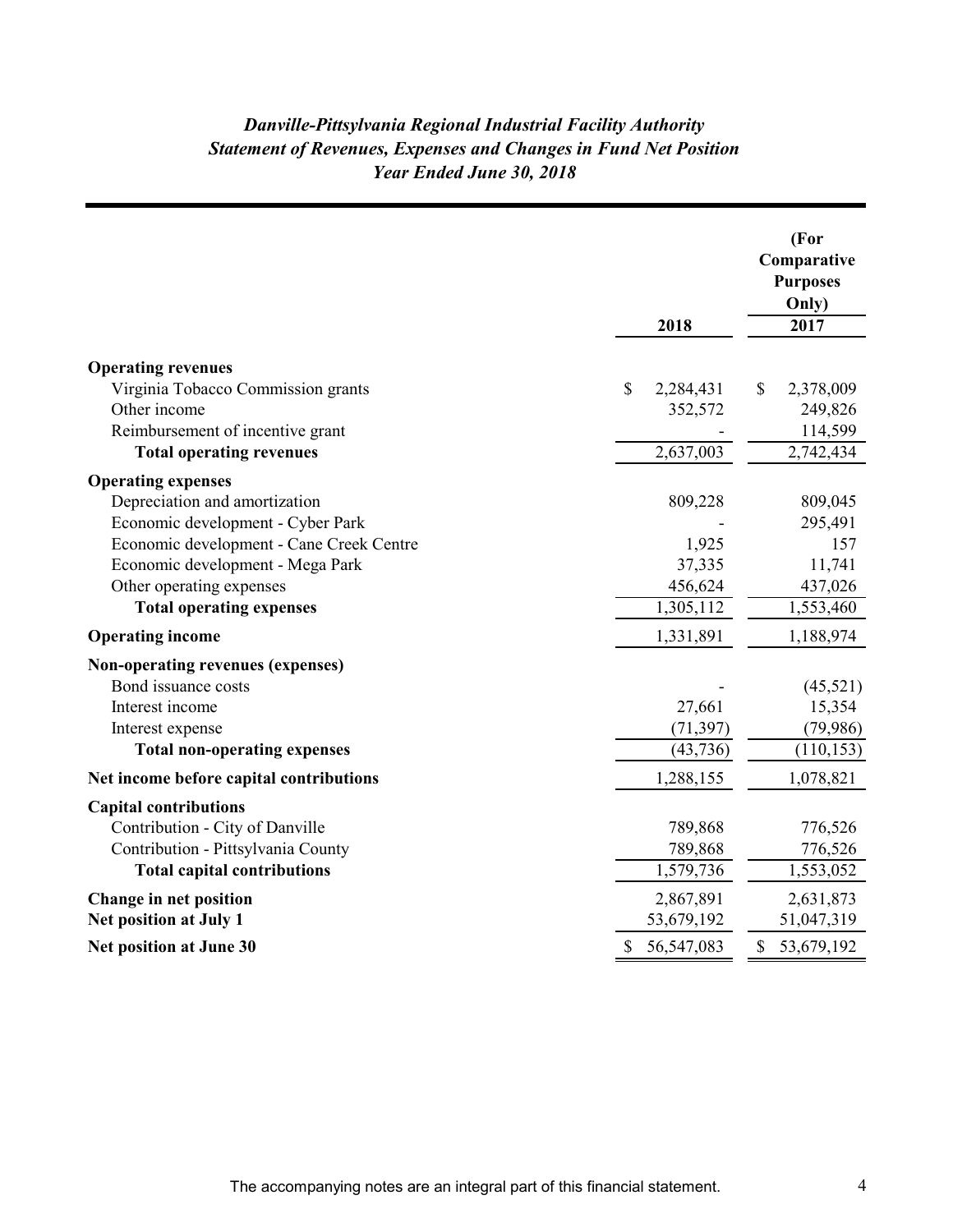# *Danville-Pittsylvania Regional Industrial Facility Authority*
## *Statement of Revenues, Expenses and Changes in Fund Net Position*
### *Year Ended June 30, 2018*

| | 2018 | (For Comparative Purposes Only) 2017 |
|---|---|---|
| **Operating revenues** | | |
| Virginia Tobacco Commission grants | $ 2,284,431 | $ 2,378,009 |
| Other income | 352,572 | 249,826 |
| Reimbursement of incentive grant | - | 114,599 |
| **Total operating revenues** | 2,637,003 | 2,742,434 |
| **Operating expenses** | | |
| Depreciation and amortization | 809,228 | 809,045 |
| Economic development - Cyber Park | - | 295,491 |
| Economic development - Cane Creek Centre | 1,925 | 157 |
| Economic development - Mega Park | 37,335 | 11,741 |
| Other operating expenses | 456,624 | 437,026 |
| **Total operating expenses** | 1,305,112 | 1,553,460 |
| **Operating income** | 1,331,891 | 1,188,974 |
| **Non-operating revenues (expenses)** | | |
| Bond issuance costs | - | (45,521) |
| Interest income | 27,661 | 15,354 |
| Interest expense | (71,397) | (79,986) |
| **Total non-operating expenses** | (43,736) | (110,153) |
| **Net income before capital contributions** | 1,288,155 | 1,078,821 |
| **Capital contributions** | | |
| Contribution - City of Danville | 789,868 | 776,526 |
| Contribution - Pittsylvania County | 789,868 | 776,526 |
| **Total capital contributions** | 1,579,736 | 1,553,052 |
| **Change in net position** | 2,867,891 | 2,631,873 |
| **Net position at July 1** | 53,679,192 | 51,047,319 |
| **Net position at June 30** | $ 56,547,083 | $ 53,679,192 |

The accompanying notes are an integral part of this financial statement.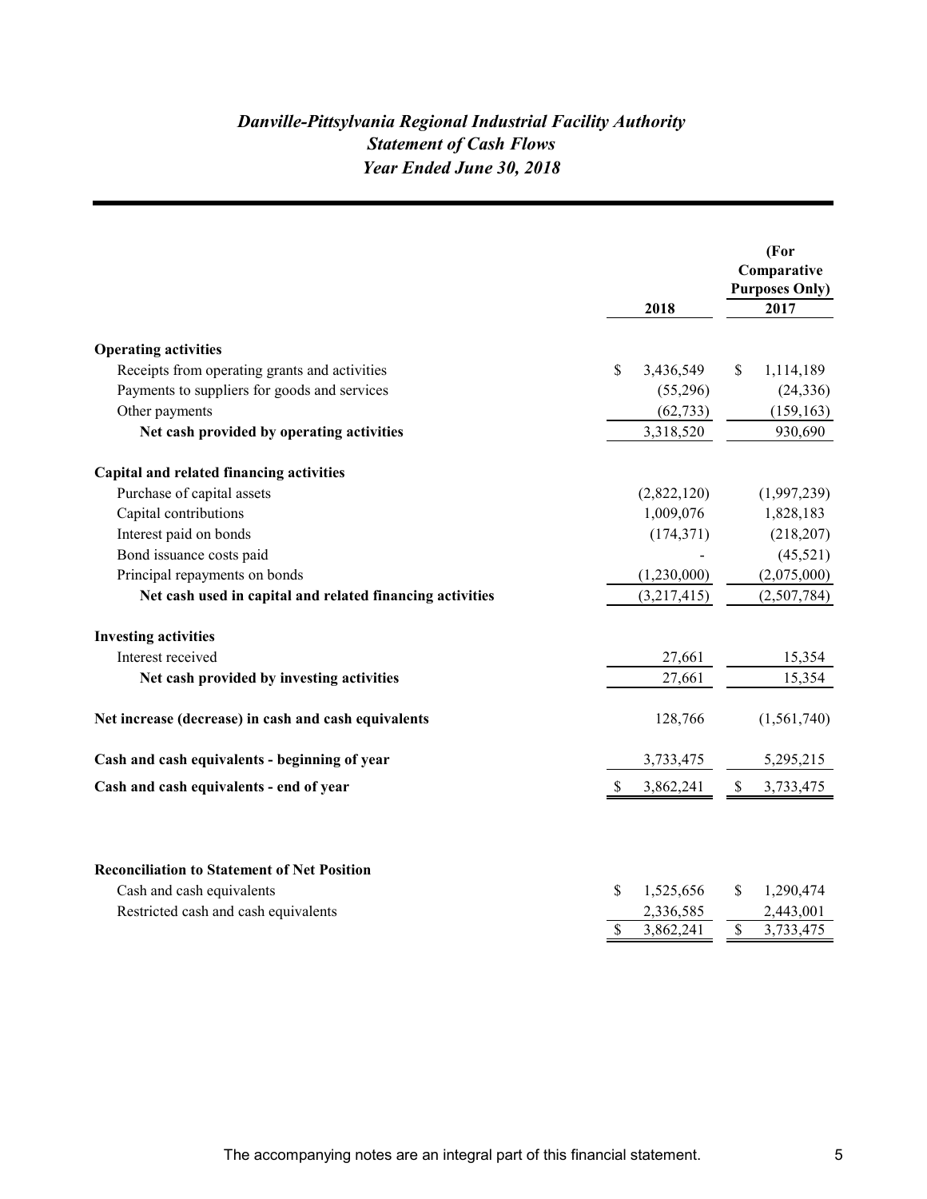# *Danville-Pittsylvania Regional Industrial Facility Authority*
## *Statement of Cash Flows*
### *Year Ended June 30, 2018*

| | 2018 | (For Comparative Purposes Only) 2017 |
|---|---|---|
| **Operating activities** | | |
| Receipts from operating grants and activities | $ 3,436,549 | $ 1,114,189 |
| Payments to suppliers for goods and services | (55,296) | (24,336) |
| Other payments | (62,733) | (159,163) |
| **Net cash provided by operating activities** | 3,318,520 | 930,690 |
| **Capital and related financing activities** | | |
| Purchase of capital assets | (2,822,120) | (1,997,239) |
| Capital contributions | 1,009,076 | 1,828,183 |
| Interest paid on bonds | (174,371) | (218,207) |
| Bond issuance costs paid | - | (45,521) |
| Principal repayments on bonds | (1,230,000) | (2,075,000) |
| **Net cash used in capital and related financing activities** | (3,217,415) | (2,507,784) |
| **Investing activities** | | |
| Interest received | 27,661 | 15,354 |
| **Net cash provided by investing activities** | 27,661 | 15,354 |
| **Net increase (decrease) in cash and cash equivalents** | 128,766 | (1,561,740) |
| **Cash and cash equivalents - beginning of year** | 3,733,475 | 5,295,215 |
| **Cash and cash equivalents - end of year** | $ 3,862,241 | $ 3,733,475 |

| **Reconciliation to Statement of Net Position** | | |
|---|---|---|
| Cash and cash equivalents | $ 1,525,656 | $ 1,290,474 |
| Restricted cash and cash equivalents | 2,336,585 | 2,443,001 |
| | $ 3,862,241 | $ 3,733,475 |

The accompanying notes are an integral part of this financial statement.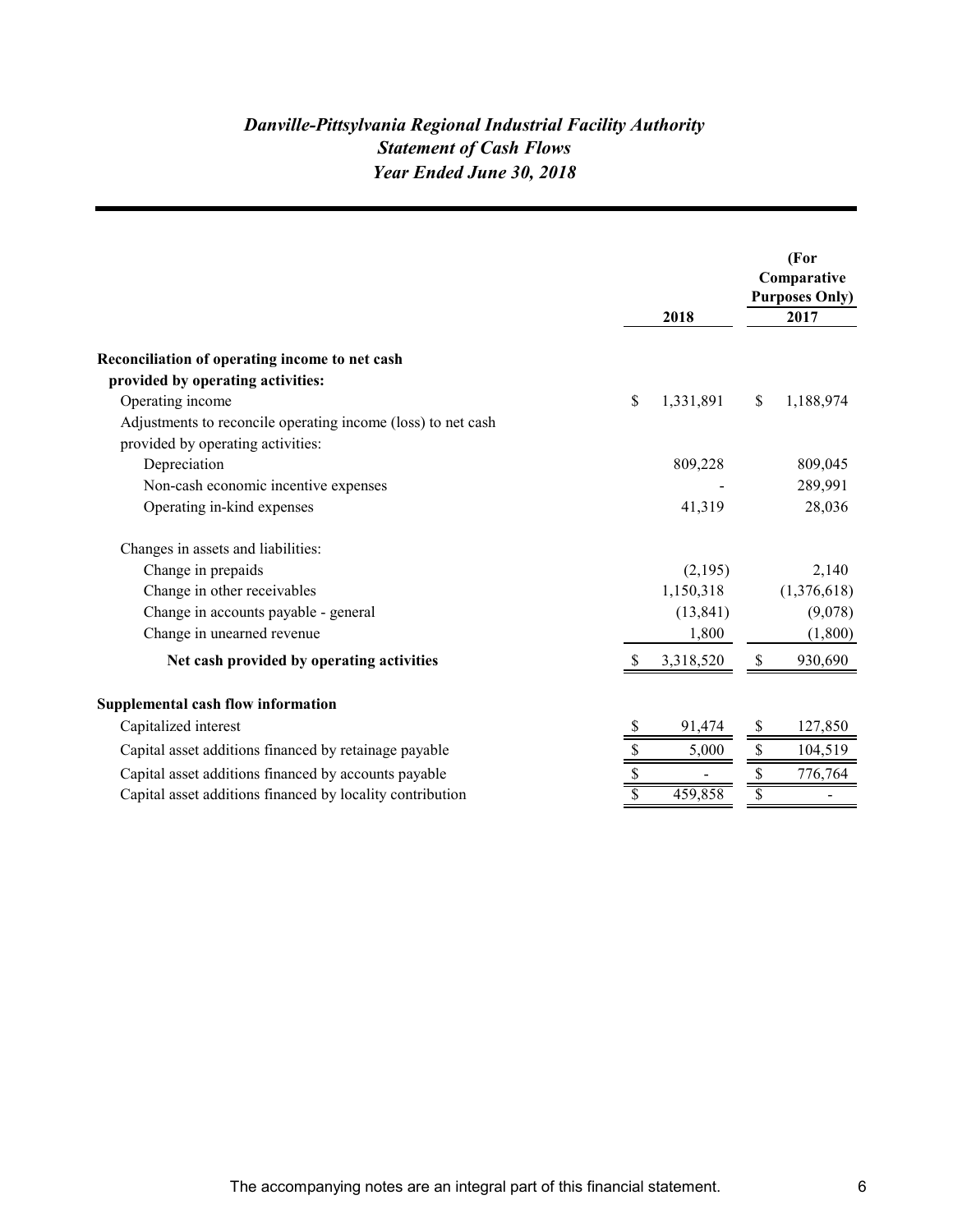# *Danville-Pittsylvania Regional Industrial Facility Authority*
## *Statement of Cash Flows*
### *Year Ended June 30, 2018*

| | 2018 | (For Comparative Purposes Only) 2017 |
|---|---|---|
| **Reconciliation of operating income to net cash provided by operating activities:** | | |
| Operating income | $ 1,331,891 | $ 1,188,974 |
| Adjustments to reconcile operating income (loss) to net cash provided by operating activities: | | |
| Depreciation | 809,228 | 809,045 |
| Non-cash economic incentive expenses | - | 289,991 |
| Operating in-kind expenses | 41,319 | 28,036 |
| Changes in assets and liabilities: | | |
| Change in prepaids | (2,195) | 2,140 |
| Change in other receivables | 1,150,318 | (1,376,618) |
| Change in accounts payable - general | (13,841) | (9,078) |
| Change in unearned revenue | 1,800 | (1,800) |
| **Net cash provided by operating activities** | $ 3,318,520 | $ 930,690 |
| **Supplemental cash flow information** | | |
| Capitalized interest | $ 91,474 | $ 127,850 |
| Capital asset additions financed by retainage payable | $ 5,000 | $ 104,519 |
| Capital asset additions financed by accounts payable | $ - | $ 776,764 |
| Capital asset additions financed by locality contribution | $ 459,858 | $ - |

The accompanying notes are an integral part of this financial statement.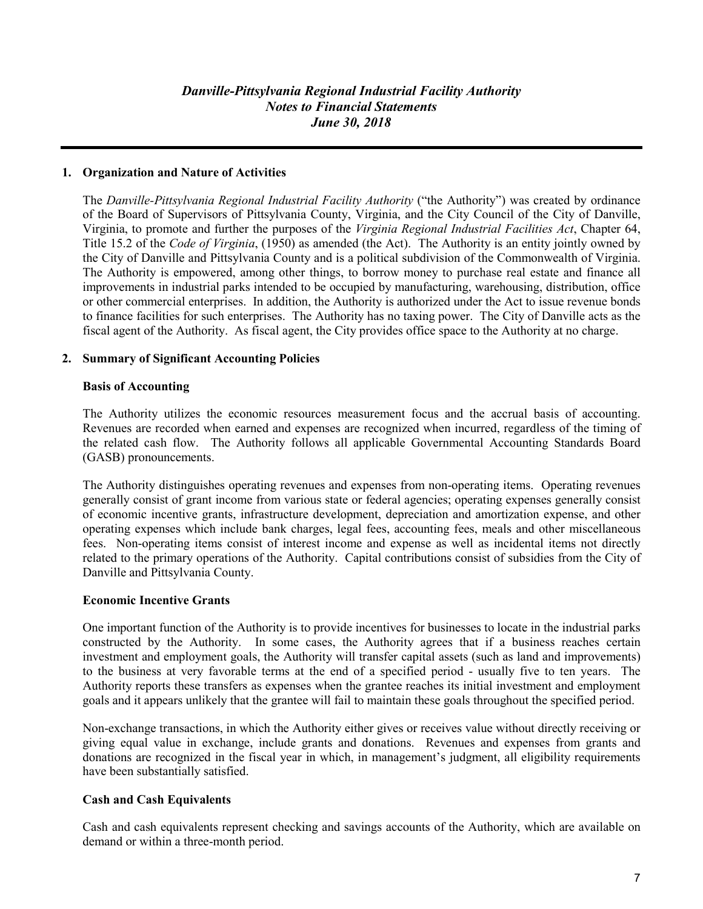# *Danville-Pittsylvania Regional Industrial Facility Authority*
## *Notes to Financial Statements*
## *June 30, 2018*

### 1. Organization and Nature of Activities

The *Danville-Pittsylvania Regional Industrial Facility Authority* ("the Authority") was created by ordinance of the Board of Supervisors of Pittsylvania County, Virginia, and the City Council of the City of Danville, Virginia, to promote and further the purposes of the *Virginia Regional Industrial Facilities Act*, Chapter 64, Title 15.2 of the *Code of Virginia*, (1950) as amended (the Act). The Authority is an entity jointly owned by the City of Danville and Pittsylvania County and is a political subdivision of the Commonwealth of Virginia. The Authority is empowered, among other things, to borrow money to purchase real estate and finance all improvements in industrial parks intended to be occupied by manufacturing, warehousing, distribution, office or other commercial enterprises. In addition, the Authority is authorized under the Act to issue revenue bonds to finance facilities for such enterprises. The Authority has no taxing power. The City of Danville acts as the fiscal agent of the Authority. As fiscal agent, the City provides office space to the Authority at no charge.

### 2. Summary of Significant Accounting Policies

#### Basis of Accounting

The Authority utilizes the economic resources measurement focus and the accrual basis of accounting. Revenues are recorded when earned and expenses are recognized when incurred, regardless of the timing of the related cash flow. The Authority follows all applicable Governmental Accounting Standards Board (GASB) pronouncements.

The Authority distinguishes operating revenues and expenses from non-operating items. Operating revenues generally consist of grant income from various state or federal agencies; operating expenses generally consist of economic incentive grants, infrastructure development, depreciation and amortization expense, and other operating expenses which include bank charges, legal fees, accounting fees, meals and other miscellaneous fees. Non-operating items consist of interest income and expense as well as incidental items not directly related to the primary operations of the Authority. Capital contributions consist of subsidies from the City of Danville and Pittsylvania County.

#### Economic Incentive Grants

One important function of the Authority is to provide incentives for businesses to locate in the industrial parks constructed by the Authority. In some cases, the Authority agrees that if a business reaches certain investment and employment goals, the Authority will transfer capital assets (such as land and improvements) to the business at very favorable terms at the end of a specified period - usually five to ten years. The Authority reports these transfers as expenses when the grantee reaches its initial investment and employment goals and it appears unlikely that the grantee will fail to maintain these goals throughout the specified period.

Non-exchange transactions, in which the Authority either gives or receives value without directly receiving or giving equal value in exchange, include grants and donations. Revenues and expenses from grants and donations are recognized in the fiscal year in which, in management's judgment, all eligibility requirements have been substantially satisfied.

#### Cash and Cash Equivalents

Cash and cash equivalents represent checking and savings accounts of the Authority, which are available on demand or within a three-month period.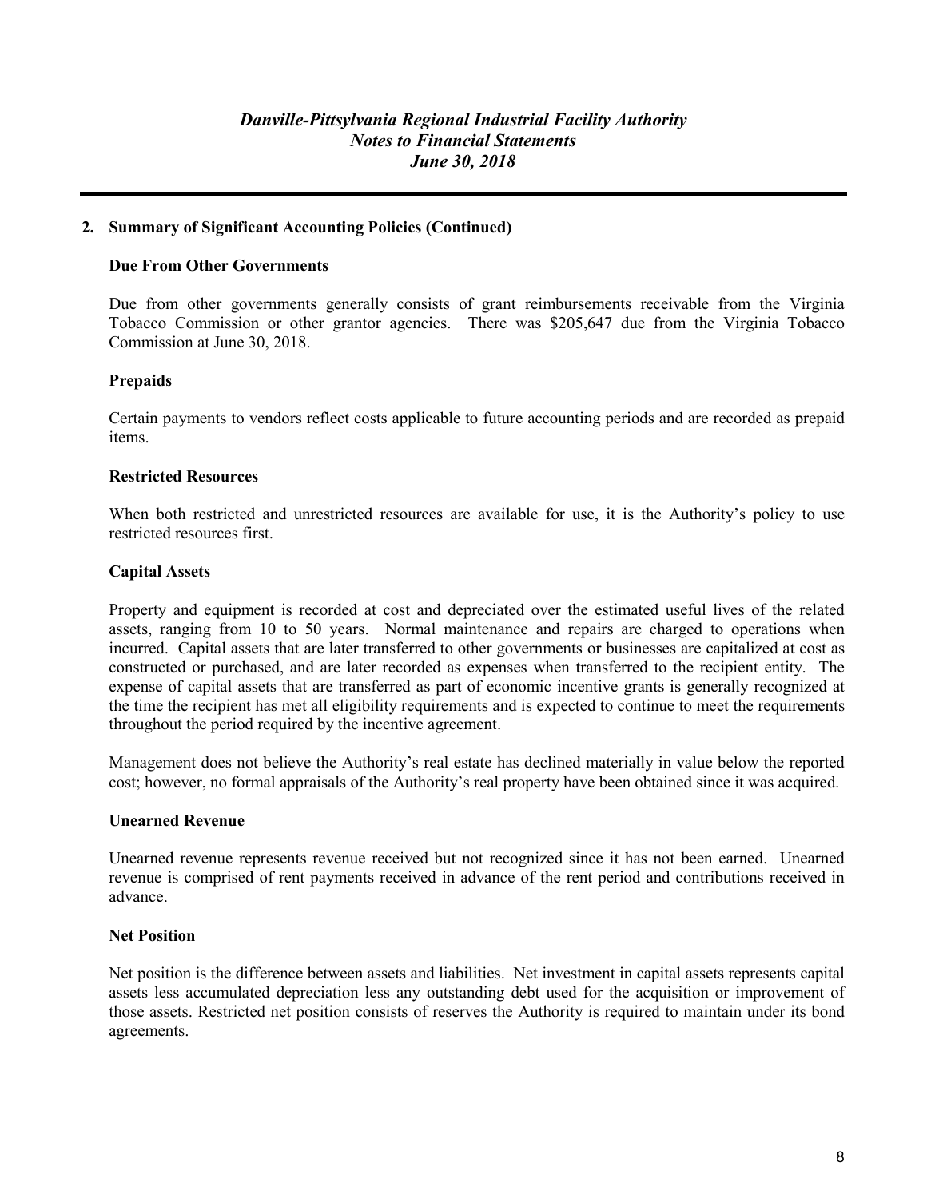## 2. Summary of Significant Accounting Policies (Continued)

### Due From Other Governments

Due from other governments generally consists of grant reimbursements receivable from the Virginia Tobacco Commission or other grantor agencies. There was $205,647 due from the Virginia Tobacco Commission at June 30, 2018.

### Prepaids

Certain payments to vendors reflect costs applicable to future accounting periods and are recorded as prepaid items.

### Restricted Resources

When both restricted and unrestricted resources are available for use, it is the Authority's policy to use restricted resources first.

### Capital Assets

Property and equipment is recorded at cost and depreciated over the estimated useful lives of the related assets, ranging from 10 to 50 years. Normal maintenance and repairs are charged to operations when incurred. Capital assets that are later transferred to other governments or businesses are capitalized at cost as constructed or purchased, and are later recorded as expenses when transferred to the recipient entity. The expense of capital assets that are transferred as part of economic incentive grants is generally recognized at the time the recipient has met all eligibility requirements and is expected to continue to meet the requirements throughout the period required by the incentive agreement.

Management does not believe the Authority's real estate has declined materially in value below the reported cost; however, no formal appraisals of the Authority's real property have been obtained since it was acquired.

### Unearned Revenue

Unearned revenue represents revenue received but not recognized since it has not been earned. Unearned revenue is comprised of rent payments received in advance of the rent period and contributions received in advance.

### Net Position

Net position is the difference between assets and liabilities. Net investment in capital assets represents capital assets less accumulated depreciation less any outstanding debt used for the acquisition or improvement of those assets. Restricted net position consists of reserves the Authority is required to maintain under its bond agreements.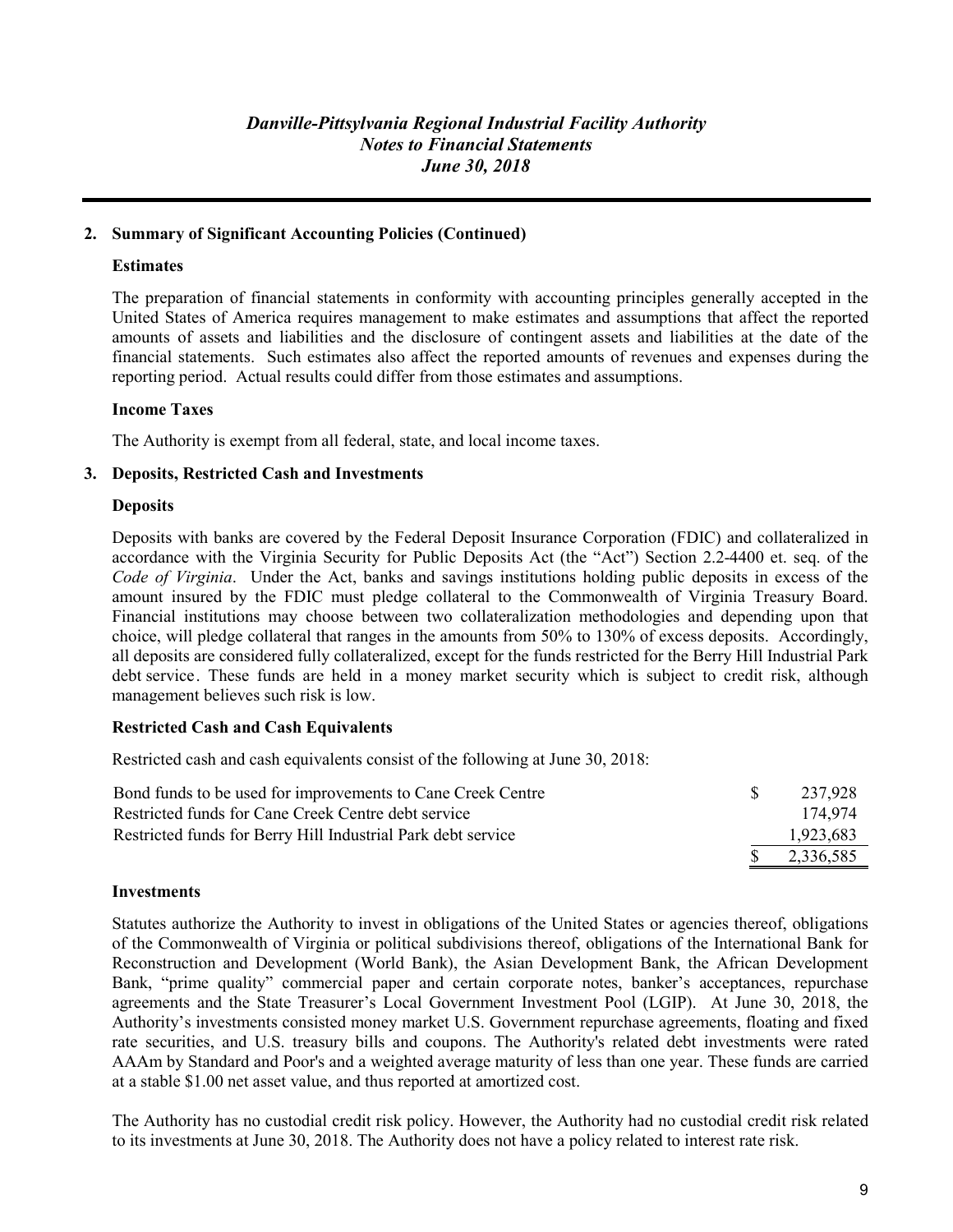## 2. Summary of Significant Accounting Policies (Continued)

### Estimates

The preparation of financial statements in conformity with accounting principles generally accepted in the United States of America requires management to make estimates and assumptions that affect the reported amounts of assets and liabilities and the disclosure of contingent assets and liabilities at the date of the financial statements. Such estimates also affect the reported amounts of revenues and expenses during the reporting period. Actual results could differ from those estimates and assumptions.

### Income Taxes

The Authority is exempt from all federal, state, and local income taxes.

## 3. Deposits, Restricted Cash and Investments

### Deposits

Deposits with banks are covered by the Federal Deposit Insurance Corporation (FDIC) and collateralized in accordance with the Virginia Security for Public Deposits Act (the "Act") Section 2.2-4400 et. seq. of the *Code of Virginia*. Under the Act, banks and savings institutions holding public deposits in excess of the amount insured by the FDIC must pledge collateral to the Commonwealth of Virginia Treasury Board. Financial institutions may choose between two collateralization methodologies and depending upon that choice, will pledge collateral that ranges in the amounts from 50% to 130% of excess deposits. Accordingly, all deposits are considered fully collateralized, except for the funds restricted for the Berry Hill Industrial Park debt service. These funds are held in a money market security which is subject to credit risk, although management believes such risk is low.

### Restricted Cash and Cash Equivalents

Restricted cash and cash equivalents consist of the following at June 30, 2018:

| | |
|---|---|
| Bond funds to be used for improvements to Cane Creek Centre | $ 237,928 |
| Restricted funds for Cane Creek Centre debt service | 174,974 |
| Restricted funds for Berry Hill Industrial Park debt service | 1,923,683 |
| | $ 2,336,585 |

### Investments

Statutes authorize the Authority to invest in obligations of the United States or agencies thereof, obligations of the Commonwealth of Virginia or political subdivisions thereof, obligations of the International Bank for Reconstruction and Development (World Bank), the Asian Development Bank, the African Development Bank, "prime quality" commercial paper and certain corporate notes, banker's acceptances, repurchase agreements and the State Treasurer's Local Government Investment Pool (LGIP). At June 30, 2018, the Authority's investments consisted money market U.S. Government repurchase agreements, floating and fixed rate securities, and U.S. treasury bills and coupons. The Authority's related debt investments were rated AAAm by Standard and Poor's and a weighted average maturity of less than one year. These funds are carried at a stable $1.00 net asset value, and thus reported at amortized cost.

The Authority has no custodial credit risk policy. However, the Authority had no custodial credit risk related to its investments at June 30, 2018. The Authority does not have a policy related to interest rate risk.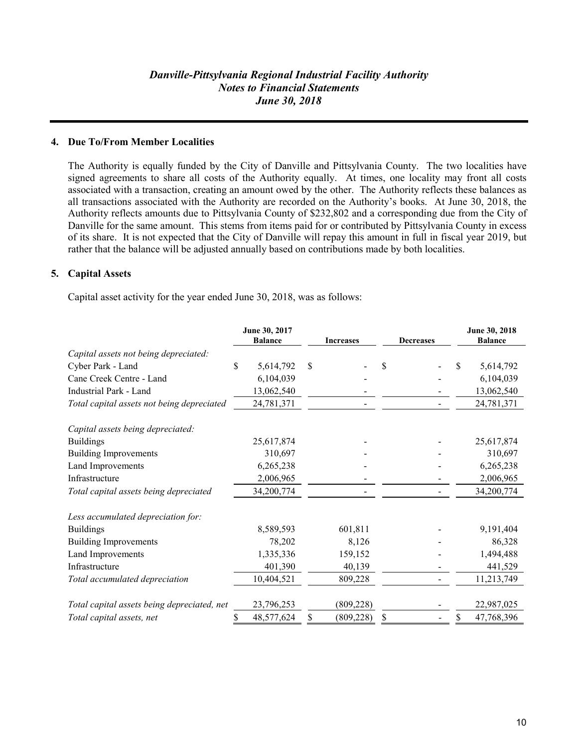## 4. Due To/From Member Localities

The Authority is equally funded by the City of Danville and Pittsylvania County. The two localities have signed agreements to share all costs of the Authority equally. At times, one locality may front all costs associated with a transaction, creating an amount owed by the other. The Authority reflects these balances as all transactions associated with the Authority are recorded on the Authority's books. At June 30, 2018, the Authority reflects amounts due to Pittsylvania County of $232,802 and a corresponding due from the City of Danville for the same amount. This stems from items paid for or contributed by Pittsylvania County in excess of its share. It is not expected that the City of Danville will repay this amount in full in fiscal year 2019, but rather that the balance will be adjusted annually based on contributions made by both localities.

## 5. Capital Assets

Capital asset activity for the year ended June 30, 2018, was as follows:

| | June 30, 2017 Balance | Increases | Decreases | June 30, 2018 Balance |
|---|---|---|---|---|
| *Capital assets not being depreciated:* | | | | |
| Cyber Park - Land | $ 5,614,792 | $ - | $ - | $ 5,614,792 |
| Cane Creek Centre - Land | 6,104,039 | - | - | 6,104,039 |
| Industrial Park - Land | 13,062,540 | - | - | 13,062,540 |
| *Total capital assets not being depreciated* | 24,781,371 | - | - | 24,781,371 |
| *Capital assets being depreciated:* | | | | |
| Buildings | 25,617,874 | - | - | 25,617,874 |
| Building Improvements | 310,697 | - | - | 310,697 |
| Land Improvements | 6,265,238 | - | - | 6,265,238 |
| Infrastructure | 2,006,965 | - | - | 2,006,965 |
| *Total capital assets being depreciated* | 34,200,774 | - | - | 34,200,774 |
| *Less accumulated depreciation for:* | | | | |
| Buildings | 8,589,593 | 601,811 | - | 9,191,404 |
| Building Improvements | 78,202 | 8,126 | - | 86,328 |
| Land Improvements | 1,335,336 | 159,152 | - | 1,494,488 |
| Infrastructure | 401,390 | 40,139 | - | 441,529 |
| *Total accumulated depreciation* | 10,404,521 | 809,228 | - | 11,213,749 |
| *Total capital assets being depreciated, net* | 23,796,253 | (809,228) | - | 22,987,025 |
| *Total capital assets, net* | $ 48,577,624 | $ (809,228) | $ - | $ 47,768,396 |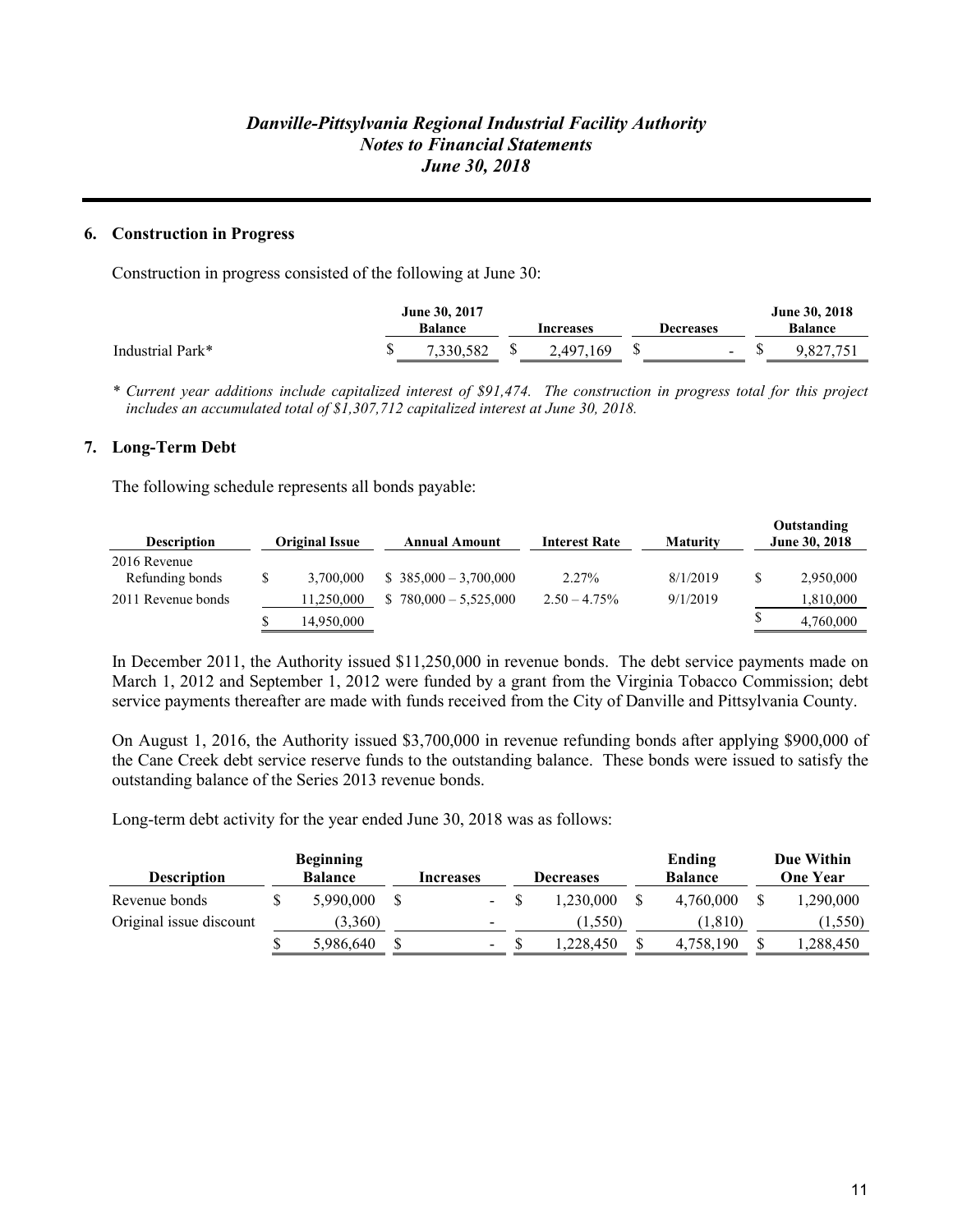# *Danville-Pittsylvania Regional Industrial Facility Authority*
## *Notes to Financial Statements*
## *June 30, 2018*

### 6. Construction in Progress

Construction in progress consisted of the following at June 30:

| | June 30, 2017 Balance | Increases | Decreases | June 30, 2018 Balance |
|---|---|---|---|---|
| Industrial Park* | $ 7,330,582 | $ 2,497,169 | $ - | $ 9,827,751 |

*\* Current year additions include capitalized interest of $91,474. The construction in progress total for this project includes an accumulated total of $1,307,712 capitalized interest at June 30, 2018.*

### 7. Long-Term Debt

The following schedule represents all bonds payable:

| Description | Original Issue | Annual Amount | Interest Rate | Maturity | Outstanding June 30, 2018 |
|---|---|---|---|---|---|
| 2016 Revenue Refunding bonds | $ 3,700,000 | $ 385,000 – 3,700,000 | 2.27% | 8/1/2019 | $ 2,950,000 |
| 2011 Revenue bonds | 11,250,000 | $ 780,000 – 5,525,000 | 2.50 – 4.75% | 9/1/2019 | 1,810,000 |
| | $ 14,950,000 | | | | $ 4,760,000 |

In December 2011, the Authority issued $11,250,000 in revenue bonds. The debt service payments made on March 1, 2012 and September 1, 2012 were funded by a grant from the Virginia Tobacco Commission; debt service payments thereafter are made with funds received from the City of Danville and Pittsylvania County.

On August 1, 2016, the Authority issued $3,700,000 in revenue refunding bonds after applying $900,000 of the Cane Creek debt service reserve funds to the outstanding balance. These bonds were issued to satisfy the outstanding balance of the Series 2013 revenue bonds.

Long-term debt activity for the year ended June 30, 2018 was as follows:

| Description | Beginning Balance | Increases | Decreases | Ending Balance | Due Within One Year |
|---|---|---|---|---|---|
| Revenue bonds | $ 5,990,000 | $ - | $ 1,230,000 | $ 4,760,000 | $ 1,290,000 |
| Original issue discount | (3,360) | - | (1,550) | (1,810) | (1,550) |
| | $ 5,986,640 | $ - | $ 1,228,450 | $ 4,758,190 | $ 1,288,450 |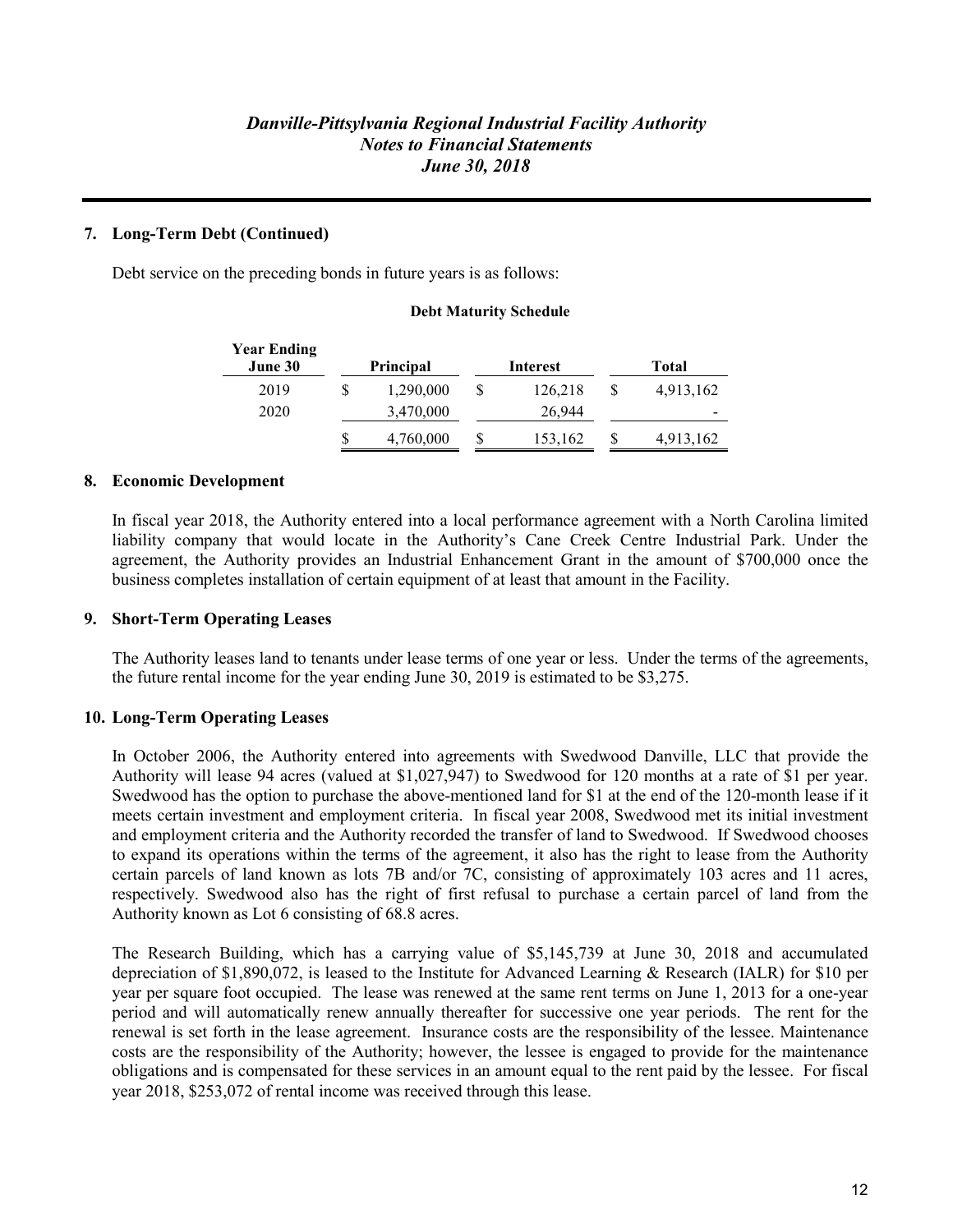## 7. Long-Term Debt (Continued)

Debt service on the preceding bonds in future years is as follows:

**Debt Maturity Schedule**

| Year Ending June 30 | Principal | Interest | Total |
|---|---|---|---|
| 2019 | $ 1,290,000 | $ 126,218 | $ 4,913,162 |
| 2020 | 3,470,000 | 26,944 | - |
| | $ 4,760,000 | $ 153,162 | $ 4,913,162 |

## 8. Economic Development

In fiscal year 2018, the Authority entered into a local performance agreement with a North Carolina limited liability company that would locate in the Authority's Cane Creek Centre Industrial Park. Under the agreement, the Authority provides an Industrial Enhancement Grant in the amount of $700,000 once the business completes installation of certain equipment of at least that amount in the Facility.

## 9. Short-Term Operating Leases

The Authority leases land to tenants under lease terms of one year or less. Under the terms of the agreements, the future rental income for the year ending June 30, 2019 is estimated to be $3,275.

## 10. Long-Term Operating Leases

In October 2006, the Authority entered into agreements with Swedwood Danville, LLC that provide the Authority will lease 94 acres (valued at $1,027,947) to Swedwood for 120 months at a rate of $1 per year. Swedwood has the option to purchase the above-mentioned land for $1 at the end of the 120-month lease if it meets certain investment and employment criteria. In fiscal year 2008, Swedwood met its initial investment and employment criteria and the Authority recorded the transfer of land to Swedwood. If Swedwood chooses to expand its operations within the terms of the agreement, it also has the right to lease from the Authority certain parcels of land known as lots 7B and/or 7C, consisting of approximately 103 acres and 11 acres, respectively. Swedwood also has the right of first refusal to purchase a certain parcel of land from the Authority known as Lot 6 consisting of 68.8 acres.

The Research Building, which has a carrying value of $5,145,739 at June 30, 2018 and accumulated depreciation of $1,890,072, is leased to the Institute for Advanced Learning & Research (IALR) for $10 per year per square foot occupied. The lease was renewed at the same rent terms on June 1, 2013 for a one-year period and will automatically renew annually thereafter for successive one year periods. The rent for the renewal is set forth in the lease agreement. Insurance costs are the responsibility of the lessee. Maintenance costs are the responsibility of the Authority; however, the lessee is engaged to provide for the maintenance obligations and is compensated for these services in an amount equal to the rent paid by the lessee. For fiscal year 2018, $253,072 of rental income was received through this lease.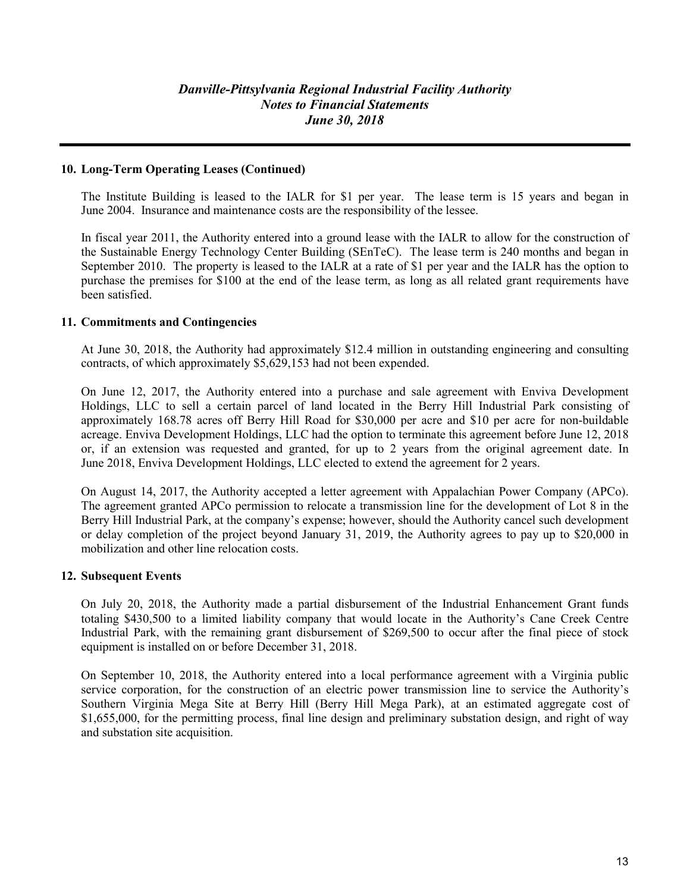## 10. Long-Term Operating Leases (Continued)

The Institute Building is leased to the IALR for $1 per year. The lease term is 15 years and began in June 2004. Insurance and maintenance costs are the responsibility of the lessee.

In fiscal year 2011, the Authority entered into a ground lease with the IALR to allow for the construction of the Sustainable Energy Technology Center Building (SEnTeC). The lease term is 240 months and began in September 2010. The property is leased to the IALR at a rate of $1 per year and the IALR has the option to purchase the premises for $100 at the end of the lease term, as long as all related grant requirements have been satisfied.

## 11. Commitments and Contingencies

At June 30, 2018, the Authority had approximately $12.4 million in outstanding engineering and consulting contracts, of which approximately $5,629,153 had not been expended.

On June 12, 2017, the Authority entered into a purchase and sale agreement with Enviva Development Holdings, LLC to sell a certain parcel of land located in the Berry Hill Industrial Park consisting of approximately 168.78 acres off Berry Hill Road for $30,000 per acre and $10 per acre for non-buildable acreage. Enviva Development Holdings, LLC had the option to terminate this agreement before June 12, 2018 or, if an extension was requested and granted, for up to 2 years from the original agreement date. In June 2018, Enviva Development Holdings, LLC elected to extend the agreement for 2 years.

On August 14, 2017, the Authority accepted a letter agreement with Appalachian Power Company (APCo). The agreement granted APCo permission to relocate a transmission line for the development of Lot 8 in the Berry Hill Industrial Park, at the company's expense; however, should the Authority cancel such development or delay completion of the project beyond January 31, 2019, the Authority agrees to pay up to $20,000 in mobilization and other line relocation costs.

## 12. Subsequent Events

On July 20, 2018, the Authority made a partial disbursement of the Industrial Enhancement Grant funds totaling $430,500 to a limited liability company that would locate in the Authority's Cane Creek Centre Industrial Park, with the remaining grant disbursement of $269,500 to occur after the final piece of stock equipment is installed on or before December 31, 2018.

On September 10, 2018, the Authority entered into a local performance agreement with a Virginia public service corporation, for the construction of an electric power transmission line to service the Authority's Southern Virginia Mega Site at Berry Hill (Berry Hill Mega Park), at an estimated aggregate cost of $1,655,000, for the permitting process, final line design and preliminary substation design, and right of way and substation site acquisition.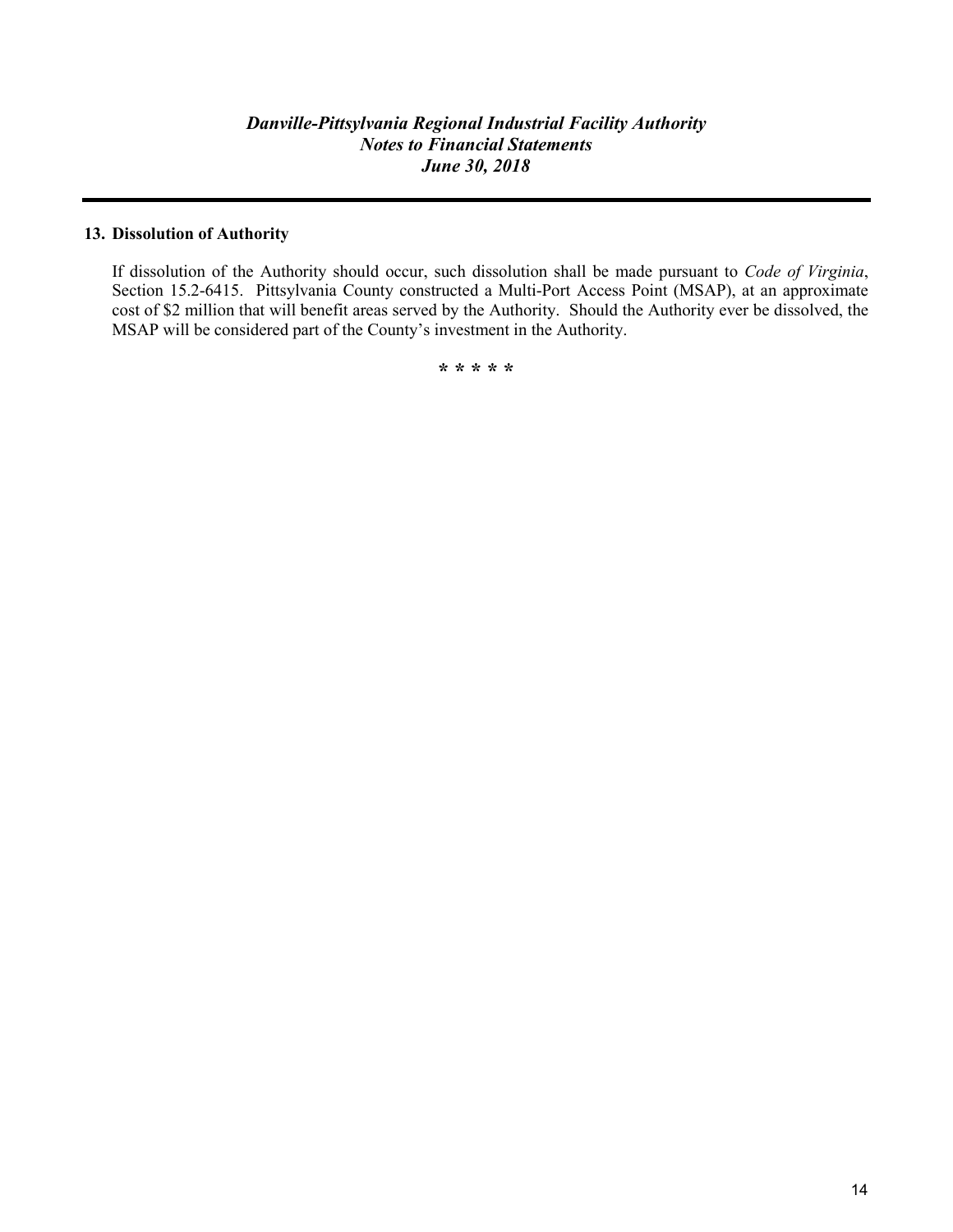## 13. Dissolution of Authority

If dissolution of the Authority should occur, such dissolution shall be made pursuant to *Code of Virginia*, Section 15.2-6415. Pittsylvania County constructed a Multi-Port Access Point (MSAP), at an approximate cost of $2 million that will benefit areas served by the Authority. Should the Authority ever be dissolved, the MSAP will be considered part of the County's investment in the Authority.

\* \* \* \* \*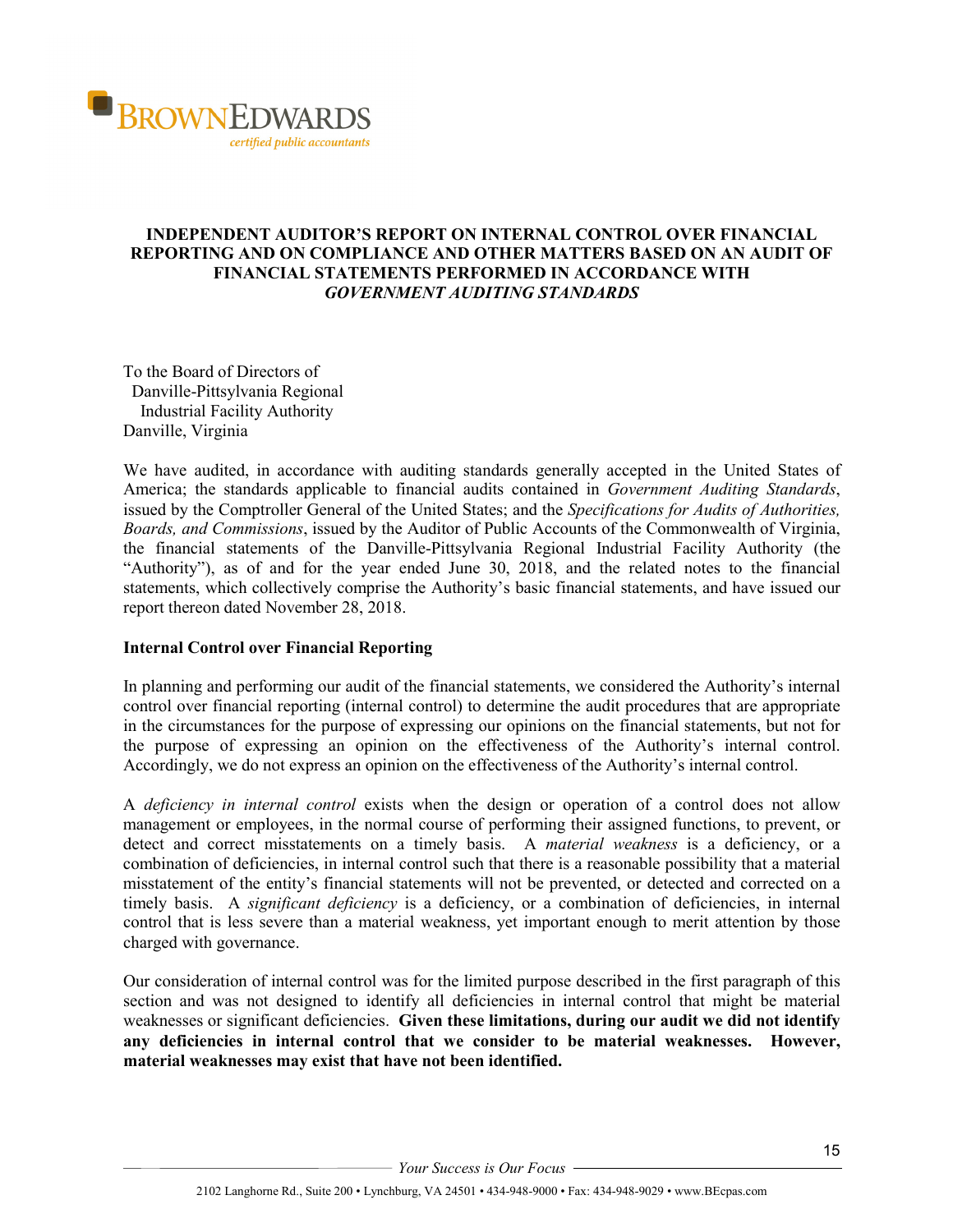**BROWN EDWARDS**
*certified public accountants*

## INDEPENDENT AUDITOR'S REPORT ON INTERNAL CONTROL OVER FINANCIAL REPORTING AND ON COMPLIANCE AND OTHER MATTERS BASED ON AN AUDIT OF FINANCIAL STATEMENTS PERFORMED IN ACCORDANCE WITH *GOVERNMENT AUDITING STANDARDS*

To the Board of Directors of
Danville-Pittsylvania Regional
Industrial Facility Authority
Danville, Virginia

We have audited, in accordance with auditing standards generally accepted in the United States of America; the standards applicable to financial audits contained in *Government Auditing Standards*, issued by the Comptroller General of the United States; and the *Specifications for Audits of Authorities, Boards, and Commissions*, issued by the Auditor of Public Accounts of the Commonwealth of Virginia, the financial statements of the Danville-Pittsylvania Regional Industrial Facility Authority (the "Authority"), as of and for the year ended June 30, 2018, and the related notes to the financial statements, which collectively comprise the Authority's basic financial statements, and have issued our report thereon dated November 28, 2018.

**Internal Control over Financial Reporting**

In planning and performing our audit of the financial statements, we considered the Authority's internal control over financial reporting (internal control) to determine the audit procedures that are appropriate in the circumstances for the purpose of expressing our opinions on the financial statements, but not for the purpose of expressing an opinion on the effectiveness of the Authority's internal control. Accordingly, we do not express an opinion on the effectiveness of the Authority's internal control.

A *deficiency in internal control* exists when the design or operation of a control does not allow management or employees, in the normal course of performing their assigned functions, to prevent, or detect and correct misstatements on a timely basis. A *material weakness* is a deficiency, or a combination of deficiencies, in internal control such that there is a reasonable possibility that a material misstatement of the entity's financial statements will not be prevented, or detected and corrected on a timely basis. A *significant deficiency* is a deficiency, or a combination of deficiencies, in internal control that is less severe than a material weakness, yet important enough to merit attention by those charged with governance.

Our consideration of internal control was for the limited purpose described in the first paragraph of this section and was not designed to identify all deficiencies in internal control that might be material weaknesses or significant deficiencies. **Given these limitations, during our audit we did not identify any deficiencies in internal control that we consider to be material weaknesses. However, material weaknesses may exist that have not been identified.**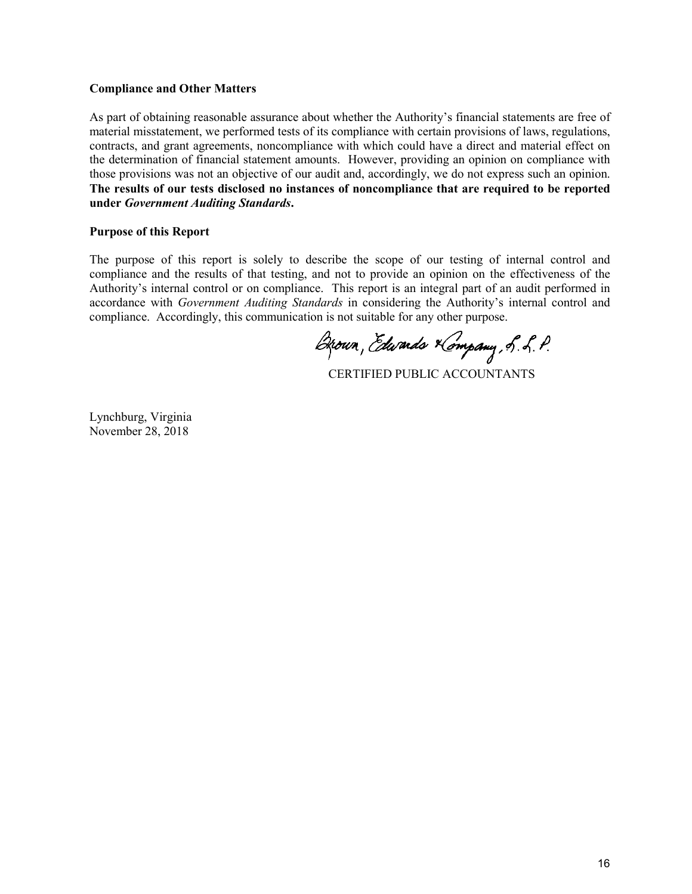**Compliance and Other Matters**

As part of obtaining reasonable assurance about whether the Authority's financial statements are free of material misstatement, we performed tests of its compliance with certain provisions of laws, regulations, contracts, and grant agreements, noncompliance with which could have a direct and material effect on the determination of financial statement amounts. However, providing an opinion on compliance with those provisions was not an objective of our audit and, accordingly, we do not express such an opinion. **The results of our tests disclosed no instances of noncompliance that are required to be reported under *Government Auditing Standards*.**

**Purpose of this Report**

The purpose of this report is solely to describe the scope of our testing of internal control and compliance and the results of that testing, and not to provide an opinion on the effectiveness of the Authority's internal control or on compliance. This report is an integral part of an audit performed in accordance with *Government Auditing Standards* in considering the Authority's internal control and compliance. Accordingly, this communication is not suitable for any other purpose.

Brown, Edwards & Company, L.L.P.

CERTIFIED PUBLIC ACCOUNTANTS

Lynchburg, Virginia
November 28, 2018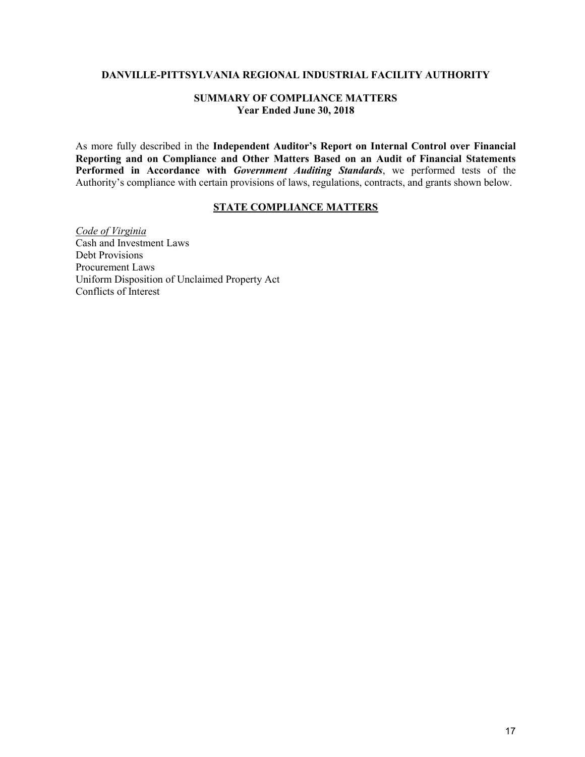# DANVILLE-PITTSYLVANIA REGIONAL INDUSTRIAL FACILITY AUTHORITY

## SUMMARY OF COMPLIANCE MATTERS
### Year Ended June 30, 2018

As more fully described in the **Independent Auditor's Report on Internal Control over Financial Reporting and on Compliance and Other Matters Based on an Audit of Financial Statements Performed in Accordance with *Government Auditing Standards***, we performed tests of the Authority's compliance with certain provisions of laws, regulations, contracts, and grants shown below.

## STATE COMPLIANCE MATTERS

*Code of Virginia*
Cash and Investment Laws
Debt Provisions
Procurement Laws
Uniform Disposition of Unclaimed Property Act
Conflicts of Interest